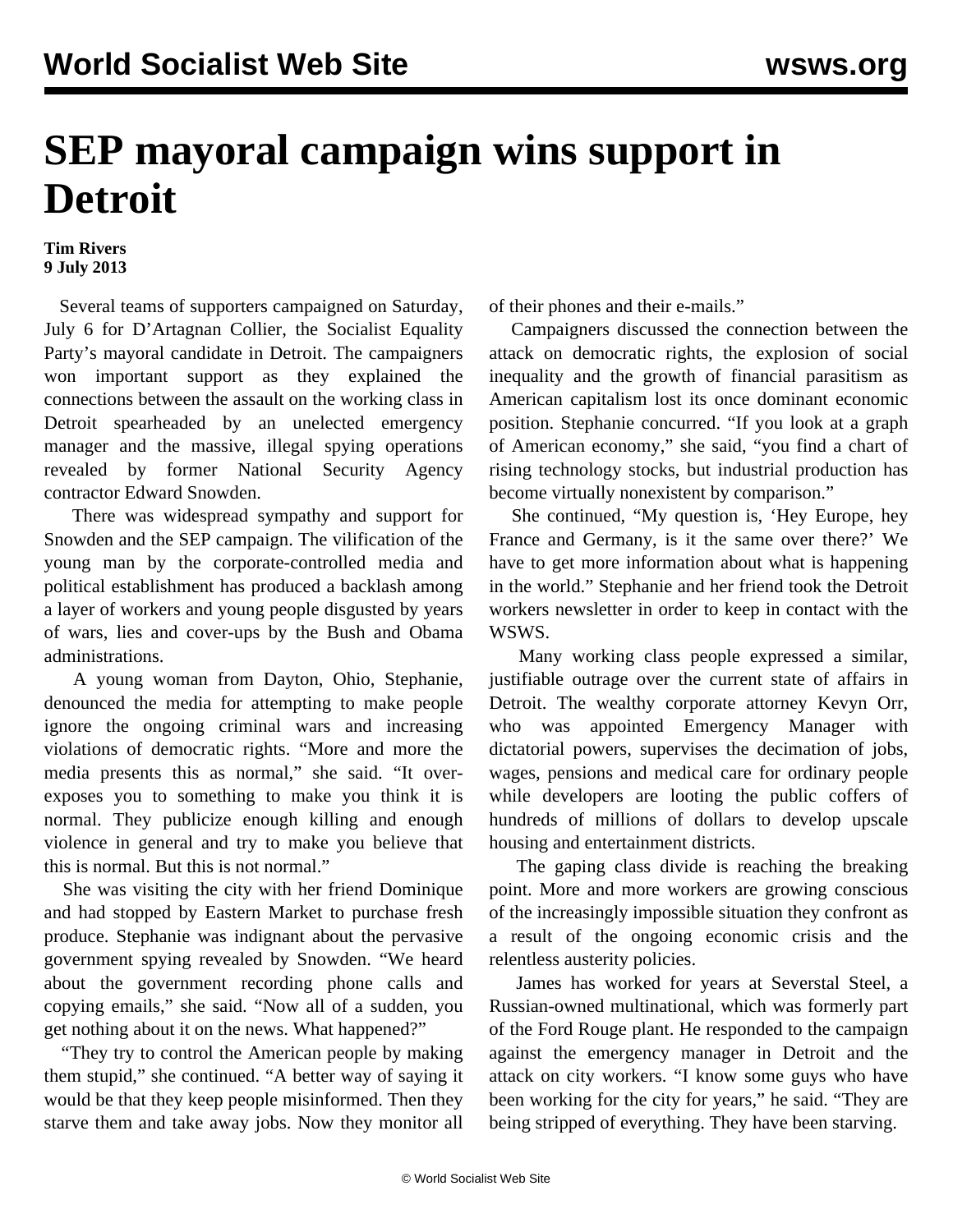# SEP mayoral campaign wins support in Detroit

**Tim Rivers**
**9 July 2013**

Several teams of supporters campaigned on Saturday, July 6 for D'Artagnan Collier, the Socialist Equality Party's mayoral candidate in Detroit. The campaigners won important support as they explained the connections between the assault on the working class in Detroit spearheaded by an unelected emergency manager and the massive, illegal spying operations revealed by former National Security Agency contractor Edward Snowden.

There was widespread sympathy and support for Snowden and the SEP campaign. The vilification of the young man by the corporate-controlled media and political establishment has produced a backlash among a layer of workers and young people disgusted by years of wars, lies and cover-ups by the Bush and Obama administrations.

A young woman from Dayton, Ohio, Stephanie, denounced the media for attempting to make people ignore the ongoing criminal wars and increasing violations of democratic rights. "More and more the media presents this as normal," she said. "It over-exposes you to something to make you think it is normal. They publicize enough killing and enough violence in general and try to make you believe that this is normal. But this is not normal."

She was visiting the city with her friend Dominique and had stopped by Eastern Market to purchase fresh produce. Stephanie was indignant about the pervasive government spying revealed by Snowden. "We heard about the government recording phone calls and copying emails," she said. "Now all of a sudden, you get nothing about it on the news. What happened?"

"They try to control the American people by making them stupid," she continued. "A better way of saying it would be that they keep people misinformed. Then they starve them and take away jobs. Now they monitor all of their phones and their e-mails."

Campaigners discussed the connection between the attack on democratic rights, the explosion of social inequality and the growth of financial parasitism as American capitalism lost its once dominant economic position. Stephanie concurred. "If you look at a graph of American economy," she said, "you find a chart of rising technology stocks, but industrial production has become virtually nonexistent by comparison."

She continued, "My question is, 'Hey Europe, hey France and Germany, is it the same over there?' We have to get more information about what is happening in the world." Stephanie and her friend took the Detroit workers newsletter in order to keep in contact with the WSWS.

Many working class people expressed a similar, justifiable outrage over the current state of affairs in Detroit. The wealthy corporate attorney Kevyn Orr, who was appointed Emergency Manager with dictatorial powers, supervises the decimation of jobs, wages, pensions and medical care for ordinary people while developers are looting the public coffers of hundreds of millions of dollars to develop upscale housing and entertainment districts.

The gaping class divide is reaching the breaking point. More and more workers are growing conscious of the increasingly impossible situation they confront as a result of the ongoing economic crisis and the relentless austerity policies.

James has worked for years at Severstal Steel, a Russian-owned multinational, which was formerly part of the Ford Rouge plant. He responded to the campaign against the emergency manager in Detroit and the attack on city workers. "I know some guys who have been working for the city for years," he said. "They are being stripped of everything. They have been starving.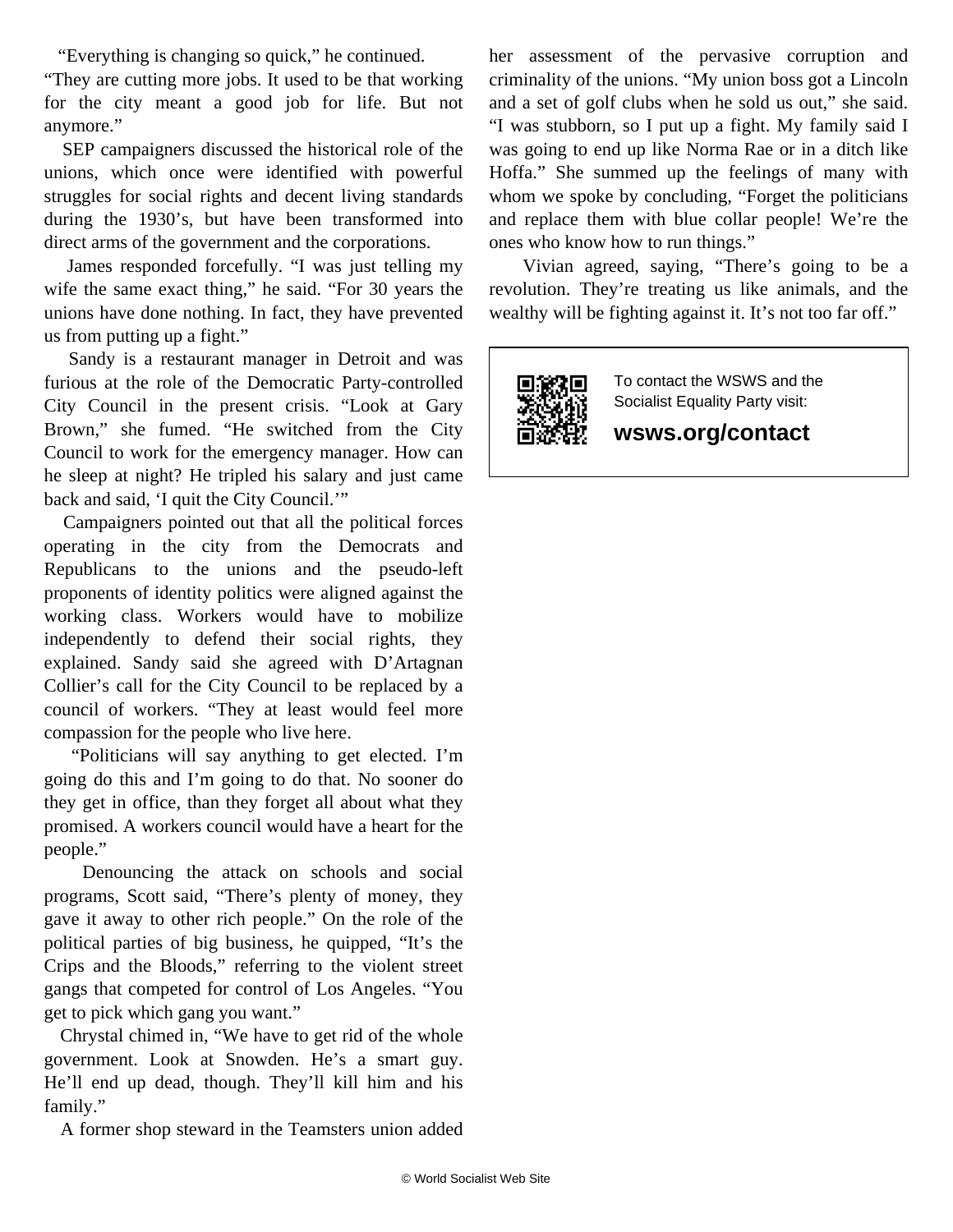"Everything is changing so quick," he continued. "They are cutting more jobs. It used to be that working for the city meant a good job for life. But not anymore."

SEP campaigners discussed the historical role of the unions, which once were identified with powerful struggles for social rights and decent living standards during the 1930's, but have been transformed into direct arms of the government and the corporations.

James responded forcefully. "I was just telling my wife the same exact thing," he said. "For 30 years the unions have done nothing. In fact, they have prevented us from putting up a fight."

Sandy is a restaurant manager in Detroit and was furious at the role of the Democratic Party-controlled City Council in the present crisis. "Look at Gary Brown," she fumed. "He switched from the City Council to work for the emergency manager. How can he sleep at night? He tripled his salary and just came back and said, 'I quit the City Council.'"

Campaigners pointed out that all the political forces operating in the city from the Democrats and Republicans to the unions and the pseudo-left proponents of identity politics were aligned against the working class. Workers would have to mobilize independently to defend their social rights, they explained. Sandy said she agreed with D'Artagnan Collier's call for the City Council to be replaced by a council of workers. "They at least would feel more compassion for the people who live here.

"Politicians will say anything to get elected. I'm going do this and I'm going to do that. No sooner do they get in office, than they forget all about what they promised. A workers council would have a heart for the people."

Denouncing the attack on schools and social programs, Scott said, "There's plenty of money, they gave it away to other rich people." On the role of the political parties of big business, he quipped, "It's the Crips and the Bloods," referring to the violent street gangs that competed for control of Los Angeles. "You get to pick which gang you want."

Chrystal chimed in, "We have to get rid of the whole government. Look at Snowden. He's a smart guy. He'll end up dead, though. They'll kill him and his family."

A former shop steward in the Teamsters union added her assessment of the pervasive corruption and criminality of the unions. "My union boss got a Lincoln and a set of golf clubs when he sold us out," she said. "I was stubborn, so I put up a fight. My family said I was going to end up like Norma Rae or in a ditch like Hoffa." She summed up the feelings of many with whom we spoke by concluding, "Forget the politicians and replace them with blue collar people! We're the ones who know how to run things."

Vivian agreed, saying, "There's going to be a revolution. They're treating us like animals, and the wealthy will be fighting against it. It's not too far off."

To contact the WSWS and the Socialist Equality Party visit:

**wsws.org/contact**